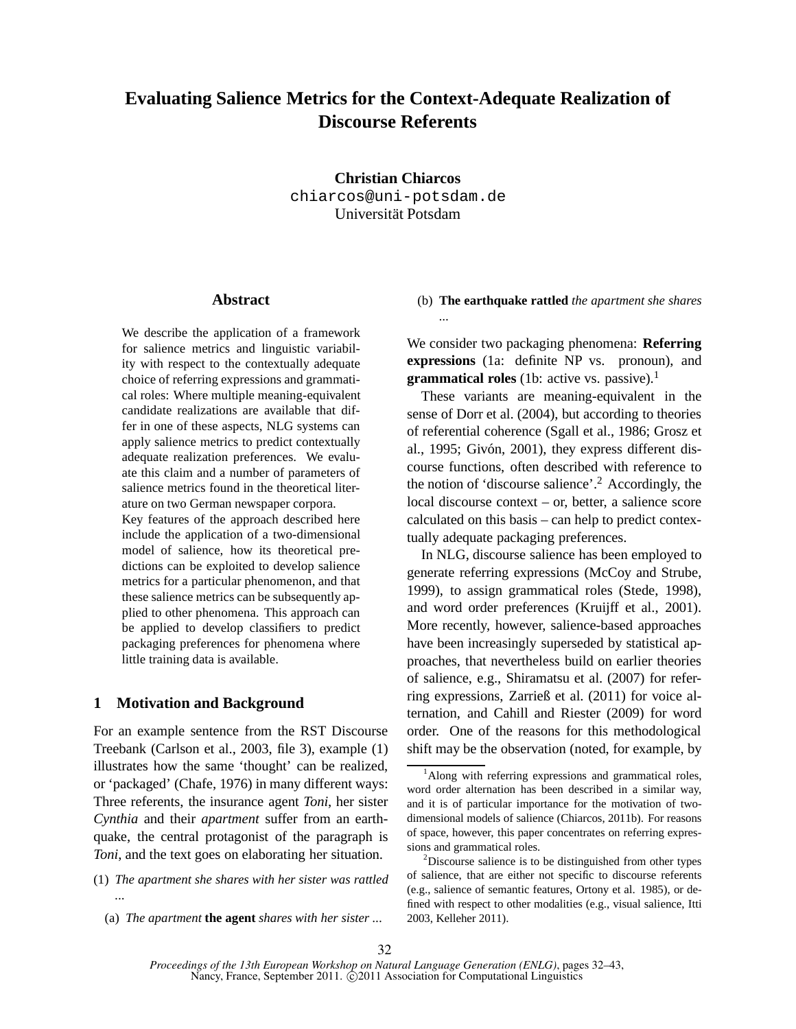# Evaluating Salience Metrics for the Context-Adequate Realization of Discourse Referents

**Christian Chiarcos**
chiarcos@uni-potsdam.de
Universität Potsdam

## Abstract

We describe the application of a framework for salience metrics and linguistic variability with respect to the contextually adequate choice of referring expressions and grammatical roles: Where multiple meaning-equivalent candidate realizations are available that differ in one of these aspects, NLG systems can apply salience metrics to predict contextually adequate realization preferences. We evaluate this claim and a number of parameters of salience metrics found in the theoretical literature on two German newspaper corpora.

Key features of the approach described here include the application of a two-dimensional model of salience, how its theoretical predictions can be exploited to develop salience metrics for a particular phenomenon, and that these salience metrics can be subsequently applied to other phenomena. This approach can be applied to develop classifiers to predict packaging preferences for phenomena where little training data is available.

## 1 Motivation and Background

For an example sentence from the RST Discourse Treebank (Carlson et al., 2003, file 3), example (1) illustrates how the same 'thought' can be realized, or 'packaged' (Chafe, 1976) in many different ways: Three referents, the insurance agent *Toni*, her sister *Cynthia* and their *apartment* suffer from an earthquake, the central protagonist of the paragraph is *Toni*, and the text goes on elaborating her situation.

(1) *The apartment she shares with her sister was rattled ...*

(a) *The apartment* **the agent** *shares with her sister ...*

(b) **The earthquake rattled** *the apartment she shares ...*

We consider two packaging phenomena: **Referring expressions** (1a: definite NP vs. pronoun), and **grammatical roles** (1b: active vs. passive).[1]

These variants are meaning-equivalent in the sense of Dorr et al. (2004), but according to theories of referential coherence (Sgall et al., 1986; Grosz et al., 1995; Givón, 2001), they express different discourse functions, often described with reference to the notion of 'discourse salience'.[2] Accordingly, the local discourse context – or, better, a salience score calculated on this basis – can help to predict contextually adequate packaging preferences.

In NLG, discourse salience has been employed to generate referring expressions (McCoy and Strube, 1999), to assign grammatical roles (Stede, 1998), and word order preferences (Kruijff et al., 2001). More recently, however, salience-based approaches have been increasingly superseded by statistical approaches, that nevertheless build on earlier theories of salience, e.g., Shiramatsu et al. (2007) for referring expressions, Zarrieß et al. (2011) for voice alternation, and Cahill and Riester (2009) for word order. One of the reasons for this methodological shift may be the observation (noted, for example, by

[1] Along with referring expressions and grammatical roles, word order alternation has been described in a similar way, and it is of particular importance for the motivation of two-dimensional models of salience (Chiarcos, 2011b). For reasons of space, however, this paper concentrates on referring expressions and grammatical roles.

[2] Discourse salience is to be distinguished from other types of salience, that are either not specific to discourse referents (e.g., salience of semantic features, Ortony et al. 1985), or defined with respect to other modalities (e.g., visual salience, Itti 2003, Kelleher 2011).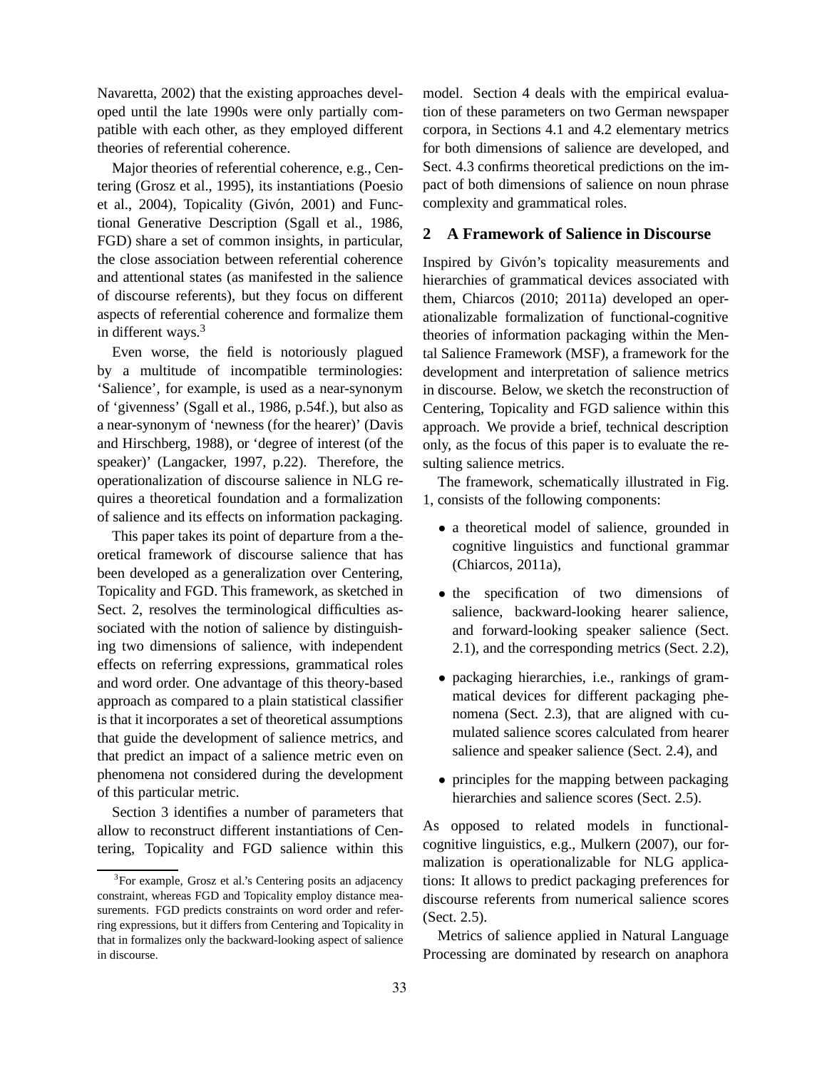Navaretta, 2002) that the existing approaches developed until the late 1990s were only partially compatible with each other, as they employed different theories of referential coherence.

Major theories of referential coherence, e.g., Centering (Grosz et al., 1995), its instantiations (Poesio et al., 2004), Topicality (Givón, 2001) and Functional Generative Description (Sgall et al., 1986, FGD) share a set of common insights, in particular, the close association between referential coherence and attentional states (as manifested in the salience of discourse referents), but they focus on different aspects of referential coherence and formalize them in different ways.[3]

Even worse, the field is notoriously plagued by a multitude of incompatible terminologies: 'Salience', for example, is used as a near-synonym of 'givenness' (Sgall et al., 1986, p.54f.), but also as a near-synonym of 'newness (for the hearer)' (Davis and Hirschberg, 1988), or 'degree of interest (of the speaker)' (Langacker, 1997, p.22). Therefore, the operationalization of discourse salience in NLG requires a theoretical foundation and a formalization of salience and its effects on information packaging.

This paper takes its point of departure from a theoretical framework of discourse salience that has been developed as a generalization over Centering, Topicality and FGD. This framework, as sketched in Sect. 2, resolves the terminological difficulties associated with the notion of salience by distinguishing two dimensions of salience, with independent effects on referring expressions, grammatical roles and word order. One advantage of this theory-based approach as compared to a plain statistical classifier is that it incorporates a set of theoretical assumptions that guide the development of salience metrics, and that predict an impact of a salience metric even on phenomena not considered during the development of this particular metric.

Section 3 identifies a number of parameters that allow to reconstruct different instantiations of Centering, Topicality and FGD salience within this model. Section 4 deals with the empirical evaluation of these parameters on two German newspaper corpora, in Sections 4.1 and 4.2 elementary metrics for both dimensions of salience are developed, and Sect. 4.3 confirms theoretical predictions on the impact of both dimensions of salience on noun phrase complexity and grammatical roles.

[3] For example, Grosz et al.'s Centering posits an adjacency constraint, whereas FGD and Topicality employ distance measurements. FGD predicts constraints on word order and referring expressions, but it differs from Centering and Topicality in that in formalizes only the backward-looking aspect of salience in discourse.

## 2 A Framework of Salience in Discourse

Inspired by Givón's topicality measurements and hierarchies of grammatical devices associated with them, Chiarcos (2010; 2011a) developed an operationalizable formalization of functional-cognitive theories of information packaging within the Mental Salience Framework (MSF), a framework for the development and interpretation of salience metrics in discourse. Below, we sketch the reconstruction of Centering, Topicality and FGD salience within this approach. We provide a brief, technical description only, as the focus of this paper is to evaluate the resulting salience metrics.

The framework, schematically illustrated in Fig. 1, consists of the following components:

- a theoretical model of salience, grounded in cognitive linguistics and functional grammar (Chiarcos, 2011a),
- the specification of two dimensions of salience, backward-looking hearer salience, and forward-looking speaker salience (Sect. 2.1), and the corresponding metrics (Sect. 2.2),
- packaging hierarchies, i.e., rankings of grammatical devices for different packaging phenomena (Sect. 2.3), that are aligned with cumulated salience scores calculated from hearer salience and speaker salience (Sect. 2.4), and
- principles for the mapping between packaging hierarchies and salience scores (Sect. 2.5).

As opposed to related models in functional-cognitive linguistics, e.g., Mulkern (2007), our formalization is operationalizable for NLG applications: It allows to predict packaging preferences for discourse referents from numerical salience scores (Sect. 2.5).

Metrics of salience applied in Natural Language Processing are dominated by research on anaphora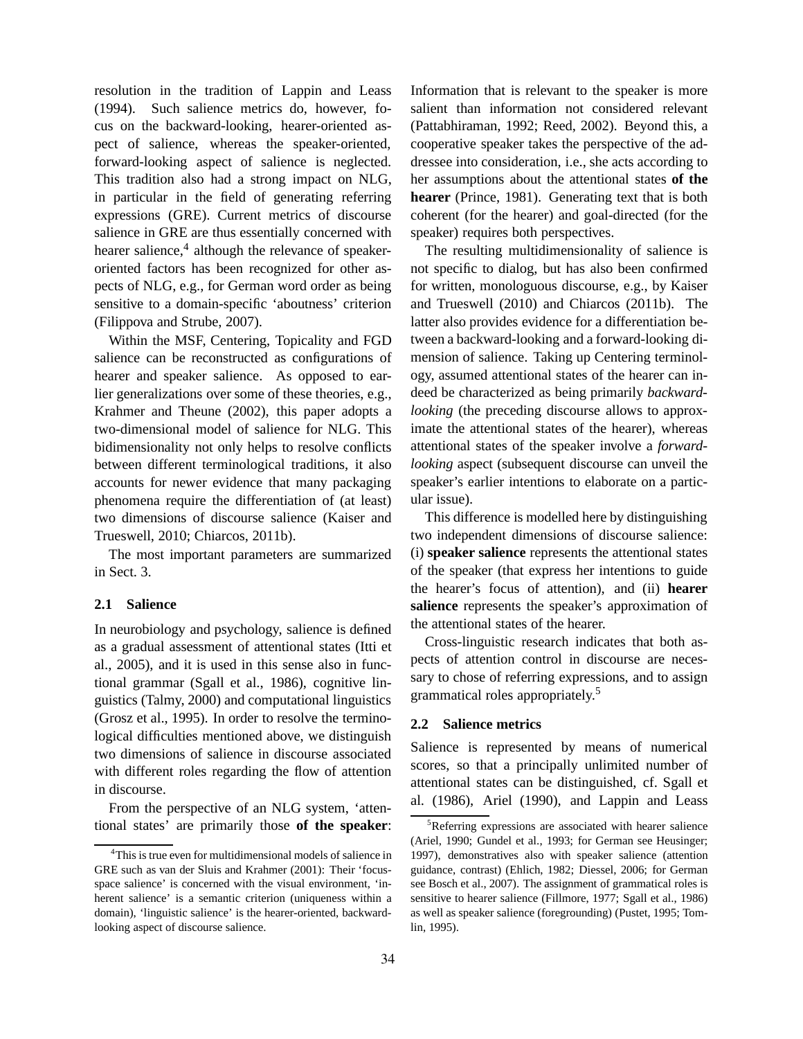resolution in the tradition of Lappin and Leass (1994). Such salience metrics do, however, focus on the backward-looking, hearer-oriented aspect of salience, whereas the speaker-oriented, forward-looking aspect of salience is neglected. This tradition also had a strong impact on NLG, in particular in the field of generating referring expressions (GRE). Current metrics of discourse salience in GRE are thus essentially concerned with hearer salience,[4] although the relevance of speaker-oriented factors has been recognized for other aspects of NLG, e.g., for German word order as being sensitive to a domain-specific 'aboutness' criterion (Filippova and Strube, 2007).

Within the MSF, Centering, Topicality and FGD salience can be reconstructed as configurations of hearer and speaker salience. As opposed to earlier generalizations over some of these theories, e.g., Krahmer and Theune (2002), this paper adopts a two-dimensional model of salience for NLG. This bidimensionality not only helps to resolve conflicts between different terminological traditions, it also accounts for newer evidence that many packaging phenomena require the differentiation of (at least) two dimensions of discourse salience (Kaiser and Trueswell, 2010; Chiarcos, 2011b).

The most important parameters are summarized in Sect. 3.

### 2.1 Salience

In neurobiology and psychology, salience is defined as a gradual assessment of attentional states (Itti et al., 2005), and it is used in this sense also in functional grammar (Sgall et al., 1986), cognitive linguistics (Talmy, 2000) and computational linguistics (Grosz et al., 1995). In order to resolve the terminological difficulties mentioned above, we distinguish two dimensions of salience in discourse associated with different roles regarding the flow of attention in discourse.

From the perspective of an NLG system, 'attentional states' are primarily those **of the speaker**: Information that is relevant to the speaker is more salient than information not considered relevant (Pattabhiraman, 1992; Reed, 2002). Beyond this, a cooperative speaker takes the perspective of the addressee into consideration, i.e., she acts according to her assumptions about the attentional states **of the hearer** (Prince, 1981). Generating text that is both coherent (for the hearer) and goal-directed (for the speaker) requires both perspectives.

The resulting multidimensionality of salience is not specific to dialog, but has also been confirmed for written, monologuous discourse, e.g., by Kaiser and Trueswell (2010) and Chiarcos (2011b). The latter also provides evidence for a differentiation between a backward-looking and a forward-looking dimension of salience. Taking up Centering terminology, assumed attentional states of the hearer can indeed be characterized as being primarily *backward-looking* (the preceding discourse allows to approximate the attentional states of the hearer), whereas attentional states of the speaker involve a *forward-looking* aspect (subsequent discourse can unveil the speaker's earlier intentions to elaborate on a particular issue).

This difference is modelled here by distinguishing two independent dimensions of discourse salience: (i) **speaker salience** represents the attentional states of the speaker (that express her intentions to guide the hearer's focus of attention), and (ii) **hearer salience** represents the speaker's approximation of the attentional states of the hearer.

Cross-linguistic research indicates that both aspects of attention control in discourse are necessary to chose of referring expressions, and to assign grammatical roles appropriately.[5]

### 2.2 Salience metrics

Salience is represented by means of numerical scores, so that a principally unlimited number of attentional states can be distinguished, cf. Sgall et al. (1986), Ariel (1990), and Lappin and Leass

---

[4] This is true even for multidimensional models of salience in GRE such as van der Sluis and Krahmer (2001): Their 'focus-space salience' is concerned with the visual environment, 'inherent salience' is a semantic criterion (uniqueness within a domain), 'linguistic salience' is the hearer-oriented, backward-looking aspect of discourse salience.

[5] Referring expressions are associated with hearer salience (Ariel, 1990; Gundel et al., 1993; for German see Heusinger; 1997), demonstratives also with speaker salience (attention guidance, contrast) (Ehlich, 1982; Diessel, 2006; for German see Bosch et al., 2007). The assignment of grammatical roles is sensitive to hearer salience (Fillmore, 1977; Sgall et al., 1986) as well as speaker salience (foregrounding) (Pustet, 1995; Tomlin, 1995).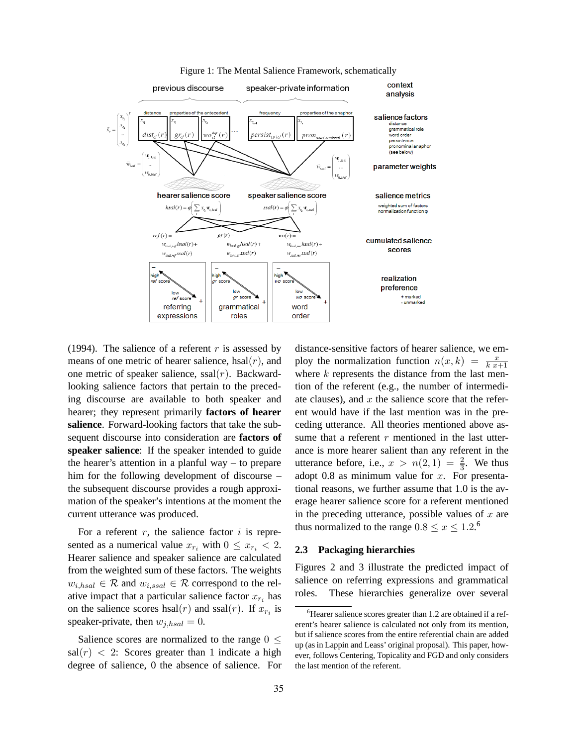Figure 1: The Mental Salience Framework, schematically

(1994). The salience of a referent $r$ is assessed by means of one metric of hearer salience, hsal$(r)$, and one metric of speaker salience, ssal$(r)$. Backward-looking salience factors that pertain to the preceding discourse are available to both speaker and hearer; they represent primarily **factors of hearer salience**. Forward-looking factors that take the subsequent discourse into consideration are **factors of speaker salience**: If the speaker intended to guide the hearer's attention in a planful way – to prepare him for the following development of discourse – the subsequent discourse provides a rough approximation of the speaker's intentions at the moment the current utterance was produced.

For a referent $r$, the salience factor $i$ is represented as a numerical value $x_{r_i}$ with $0 \leq x_{r_i} < 2$. Hearer salience and speaker salience are calculated from the weighted sum of these factors. The weights $w_{i,hsal} \in \mathcal{R}$ and $w_{i,ssal} \in \mathcal{R}$ correspond to the relative impact that a particular salience factor $x_{r_i}$ has on the salience scores hsal$(r)$ and ssal$(r)$. If $x_{r_i}$ is speaker-private, then $w_{j,hsal} = 0$.

Salience scores are normalized to the range $0 \leq$ sal$(r) < 2$: Scores greater than 1 indicate a high degree of salience, 0 the absence of salience. For distance-sensitive factors of hearer salience, we employ the normalization function $n(x, k) = \frac{x}{k\,x+1}$ where $k$ represents the distance from the last mention of the referent (e.g., the number of intermediate clauses), and $x$ the salience score that the referent would have if the last mention was in the preceding utterance. All theories mentioned above assume that a referent $r$ mentioned in the last utterance is more hearer salient than any referent in the utterance before, i.e., $x > n(2, 1) = \frac{2}{3}$. We thus adopt 0.8 as minimum value for $x$. For presentational reasons, we further assume that 1.0 is the average hearer salience score for a referent mentioned in the preceding utterance, possible values of $x$ are thus normalized to the range $0.8 \leq x \leq 1.2$.[6]

### 2.3 Packaging hierarchies

Figures 2 and 3 illustrate the predicted impact of salience on referring expressions and grammatical roles. These hierarchies generalize over several

[6]Hearer salience scores greater than 1.2 are obtained if a referent's hearer salience is calculated not only from its mention, but if salience scores from the entire referential chain are added up (as in Lappin and Leass' original proposal). This paper, however, follows Centering, Topicality and FGD and only considers the last mention of the referent.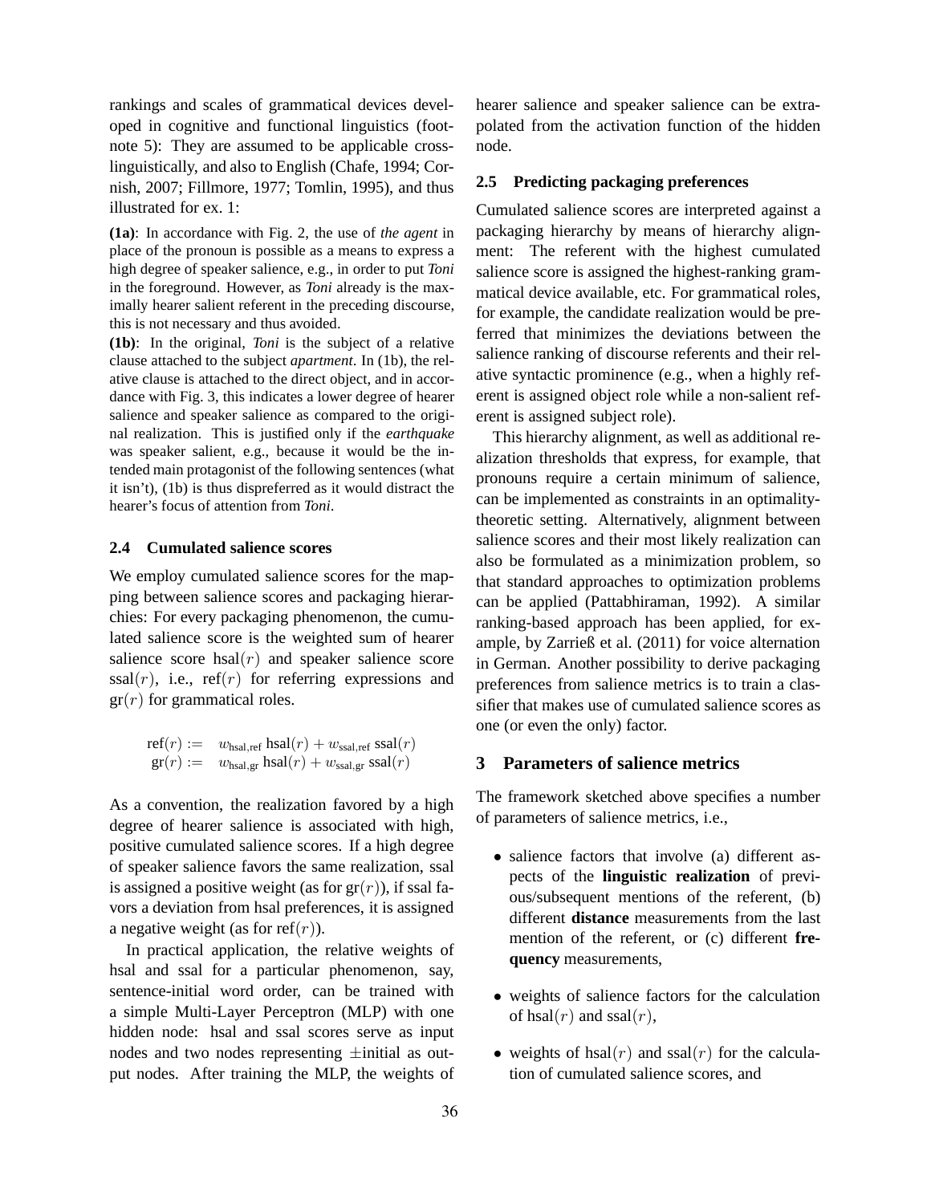rankings and scales of grammatical devices developed in cognitive and functional linguistics (footnote 5): They are assumed to be applicable cross-linguistically, and also to English (Chafe, 1994; Cornish, 2007; Fillmore, 1977; Tomlin, 1995), and thus illustrated for ex. 1:

**(1a)**: In accordance with Fig. 2, the use of *the agent* in place of the pronoun is possible as a means to express a high degree of speaker salience, e.g., in order to put *Toni* in the foreground. However, as *Toni* already is the maximally hearer salient referent in the preceding discourse, this is not necessary and thus avoided.

**(1b)**: In the original, *Toni* is the subject of a relative clause attached to the subject *apartment*. In (1b), the relative clause is attached to the direct object, and in accordance with Fig. 3, this indicates a lower degree of hearer salience and speaker salience as compared to the original realization. This is justified only if the *earthquake* was speaker salient, e.g., because it would be the intended main protagonist of the following sentences (what it isn't), (1b) is thus dispreferred as it would distract the hearer's focus of attention from *Toni*.

### 2.4 Cumulated salience scores

We employ cumulated salience scores for the mapping between salience scores and packaging hierarchies: For every packaging phenomenon, the cumulated salience score is the weighted sum of hearer salience score $\text{hsal}(r)$ and speaker salience score $\text{ssal}(r)$, i.e., $\text{ref}(r)$ for referring expressions and $\text{gr}(r)$ for grammatical roles.

$$\begin{aligned} \text{ref}(r) &:= \quad w_{\text{hsal,ref}}\, \text{hsal}(r) + w_{\text{ssal,ref}}\, \text{ssal}(r) \\ \text{gr}(r) &:= \quad w_{\text{hsal,gr}}\, \text{hsal}(r) + w_{\text{ssal,gr}}\, \text{ssal}(r) \end{aligned}$$

As a convention, the realization favored by a high degree of hearer salience is associated with high, positive cumulated salience scores. If a high degree of speaker salience favors the same realization, ssal is assigned a positive weight (as for $\text{gr}(r)$), if ssal favors a deviation from hsal preferences, it is assigned a negative weight (as for $\text{ref}(r)$).

In practical application, the relative weights of hsal and ssal for a particular phenomenon, say, sentence-initial word order, can be trained with a simple Multi-Layer Perceptron (MLP) with one hidden node: hsal and ssal scores serve as input nodes and two nodes representing $\pm$initial as output nodes. After training the MLP, the weights of hearer salience and speaker salience can be extrapolated from the activation function of the hidden node.

### 2.5 Predicting packaging preferences

Cumulated salience scores are interpreted against a packaging hierarchy by means of hierarchy alignment: The referent with the highest cumulated salience score is assigned the highest-ranking grammatical device available, etc. For grammatical roles, for example, the candidate realization would be preferred that minimizes the deviations between the salience ranking of discourse referents and their relative syntactic prominence (e.g., when a highly referent is assigned object role while a non-salient referent is assigned subject role).

This hierarchy alignment, as well as additional realization thresholds that express, for example, that pronouns require a certain minimum of salience, can be implemented as constraints in an optimality-theoretic setting. Alternatively, alignment between salience scores and their most likely realization can also be formulated as a minimization problem, so that standard approaches to optimization problems can be applied (Pattabhiraman, 1992). A similar ranking-based approach has been applied, for example, by Zarrieß et al. (2011) for voice alternation in German. Another possibility to derive packaging preferences from salience metrics is to train a classifier that makes use of cumulated salience scores as one (or even the only) factor.

## 3 Parameters of salience metrics

The framework sketched above specifies a number of parameters of salience metrics, i.e.,

- salience factors that involve (a) different aspects of the **linguistic realization** of previous/subsequent mentions of the referent, (b) different **distance** measurements from the last mention of the referent, or (c) different **frequency** measurements,
- weights of salience factors for the calculation of $\text{hsal}(r)$ and $\text{ssal}(r)$,
- weights of $\text{hsal}(r)$ and $\text{ssal}(r)$ for the calculation of cumulated salience scores, and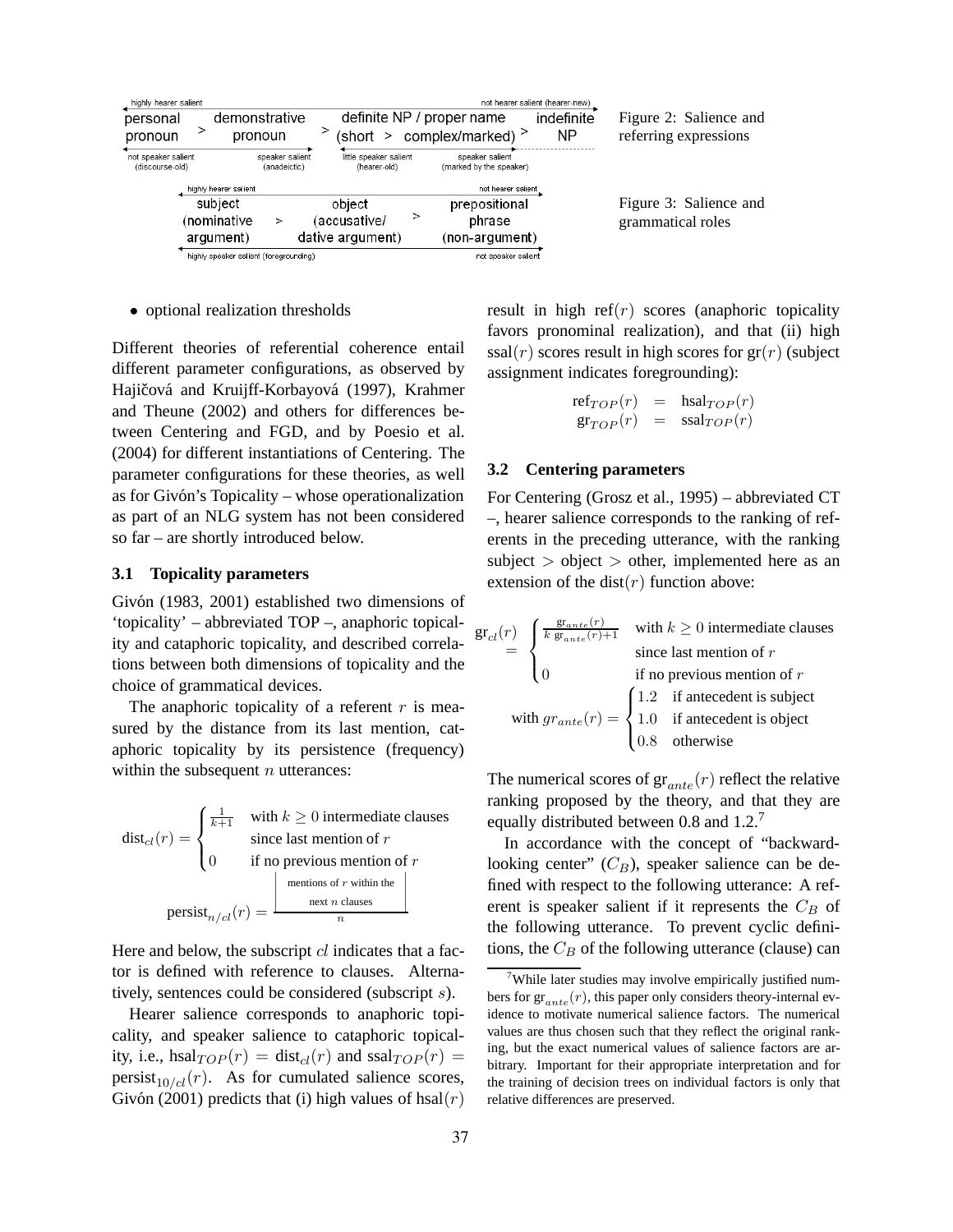| highly hearer salient | | | | | not hearer salient (hearer-new) |
|---|---|---|---|---|---|
| personal pronoun | > demonstrative pronoun | > definite NP / proper name (short | > complex/marked) | > indefinite NP | |
| not speaker salient (discourse-old) | speaker salient (anadeictic) | little speaker salient (hearer-old) | speaker salient (marked by the speaker) | | |

Figure 2: Salience and referring expressions

| highly hearer salient | | not hearer salient |
|---|---|---|
| subject (nominative argument) | > object (accusative/ dative argument) | > prepositional phrase (non-argument) |
| highly speaker salient (foregrounding) | | not speaker salient |

Figure 3: Salience and grammatical roles

- optional realization thresholds

Different theories of referential coherence entail different parameter configurations, as observed by Hajičová and Kruijff-Korbayová (1997), Krahmer and Theune (2002) and others for differences between Centering and FGD, and by Poesio et al. (2004) for different instantiations of Centering. The parameter configurations for these theories, as well as for Givón's Topicality – whose operationalization as part of an NLG system has not been considered so far – are shortly introduced below.

### 3.1 Topicality parameters

Givón (1983, 2001) established two dimensions of 'topicality' – abbreviated TOP –, anaphoric topicality and cataphoric topicality, and described correlations between both dimensions of topicality and the choice of grammatical devices.

The anaphoric topicality of a referent $r$ is measured by the distance from its last mention, cataphoric topicality by its persistence (frequency) within the subsequent $n$ utterances:

$$\text{dist}_{cl}(r) = \begin{cases} \frac{1}{k+1} & \text{with } k \geq 0 \text{ intermediate clauses since last mention of } r \\ 0 & \text{if no previous mention of } r \end{cases}$$

$$\text{persist}_{n/cl}(r) = \frac{\left|\text{mentions of } r \text{ within the next } n \text{ clauses}\right|}{n}$$

Here and below, the subscript $cl$ indicates that a factor is defined with reference to clauses. Alternatively, sentences could be considered (subscript $s$).

Hearer salience corresponds to anaphoric topicality, and speaker salience to cataphoric topicality, i.e., $\text{hsal}_{TOP}(r) = \text{dist}_{cl}(r)$ and $\text{ssal}_{TOP}(r) = \text{persist}_{10/cl}(r)$. As for cumulated salience scores, Givón (2001) predicts that (i) high values of $\text{hsal}(r)$ result in high $\text{ref}(r)$ scores (anaphoric topicality favors pronominal realization), and that (ii) high $\text{ssal}(r)$ scores result in high scores for $\text{gr}(r)$ (subject assignment indicates foregrounding):

$$\begin{aligned} \text{ref}_{TOP}(r) &= \text{hsal}_{TOP}(r) \\ \text{gr}_{TOP}(r) &= \text{ssal}_{TOP}(r) \end{aligned}$$

### 3.2 Centering parameters

For Centering (Grosz et al., 1995) – abbreviated CT –, hearer salience corresponds to the ranking of referents in the preceding utterance, with the ranking subject $>$ object $>$ other, implemented here as an extension of the $\text{dist}(r)$ function above:

$$\text{gr}_{cl}(r) = \begin{cases} \frac{\text{gr}_{ante}(r)}{k\ \text{gr}_{ante}(r)+1} & \text{with } k \geq 0 \text{ intermediate clauses since last mention of } r \\ 0 & \text{if no previous mention of } r \end{cases}$$

$$\text{with } gr_{ante}(r) = \begin{cases} 1.2 & \text{if antecedent is subject} \\ 1.0 & \text{if antecedent is object} \\ 0.8 & \text{otherwise} \end{cases}$$

The numerical scores of $\text{gr}_{ante}(r)$ reflect the relative ranking proposed by the theory, and that they are equally distributed between 0.8 and 1.2.[7]

In accordance with the concept of "backward-looking center" ($C_B$), speaker salience can be defined with respect to the following utterance: A referent is speaker salient if it represents the $C_B$ of the following utterance. To prevent cyclic definitions, the $C_B$ of the following utterance (clause) can

[7] While later studies may involve empirically justified numbers for $\text{gr}_{ante}(r)$, this paper only considers theory-internal evidence to motivate numerical salience factors. The numerical values are thus chosen such that they reflect the original ranking, but the exact numerical values of salience factors are arbitrary. Important for their appropriate interpretation and for the training of decision trees on individual factors is only that relative differences are preserved.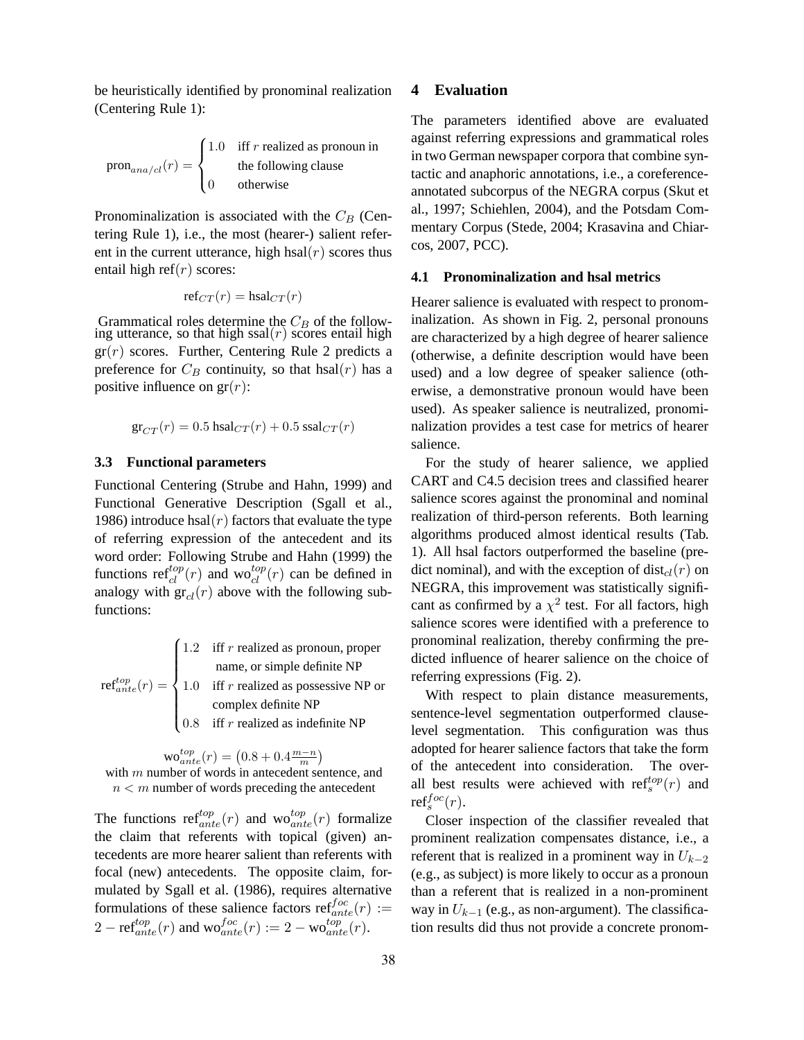be heuristically identified by pronominal realization (Centering Rule 1):

$$\text{pron}_{ana/cl}(r) = \begin{cases} 1.0 & \text{iff } r \text{ realized as pronoun in} \\ & \text{the following clause} \\ 0 & \text{otherwise} \end{cases}$$

Pronominalization is associated with the $C_B$ (Centering Rule 1), i.e., the most (hearer-) salient referent in the current utterance, high hsal$(r)$ scores thus entail high ref$(r)$ scores:

$$\text{ref}_{CT}(r) = \text{hsal}_{CT}(r)$$

Grammatical roles determine the $C_B$ of the following utterance, so that high ssal$(r)$ scores entail high gr$(r)$ scores. Further, Centering Rule 2 predicts a preference for $C_B$ continuity, so that hsal$(r)$ has a positive influence on gr$(r)$:

$$\text{gr}_{CT}(r) = 0.5\ \text{hsal}_{CT}(r) + 0.5\ \text{ssal}_{CT}(r)$$

### 3.3 Functional parameters

Functional Centering (Strube and Hahn, 1999) and Functional Generative Description (Sgall et al., 1986) introduce hsal$(r)$ factors that evaluate the type of referring expression of the antecedent and its word order: Following Strube and Hahn (1999) the functions $\text{ref}^{top}_{cl}(r)$ and $\text{wo}^{top}_{cl}(r)$ can be defined in analogy with $\text{gr}_{cl}(r)$ above with the following subfunctions:

$$\text{ref}^{top}_{ante}(r) = \begin{cases} 1.2 & \text{iff } r \text{ realized as pronoun, proper} \\ & \text{name, or simple definite NP} \\ 1.0 & \text{iff } r \text{ realized as possessive NP or} \\ & \text{complex definite NP} \\ 0.8 & \text{iff } r \text{ realized as indefinite NP} \end{cases}$$

$$\text{wo}^{top}_{ante}(r) = \left(0.8 + 0.4\frac{m-n}{m}\right)$$

with $m$ number of words in antecedent sentence, and $n < m$ number of words preceding the antecedent

The functions $\text{ref}^{top}_{ante}(r)$ and $\text{wo}^{top}_{ante}(r)$ formalize the claim that referents with topical (given) antecedents are more hearer salient than referents with focal (new) antecedents. The opposite claim, formulated by Sgall et al. (1986), requires alternative formulations of these salience factors $\text{ref}^{foc}_{ante}(r) := 2 - \text{ref}^{top}_{ante}(r)$ and $\text{wo}^{foc}_{ante}(r) := 2 - \text{wo}^{top}_{ante}(r)$.

## 4 Evaluation

The parameters identified above are evaluated against referring expressions and grammatical roles in two German newspaper corpora that combine syntactic and anaphoric annotations, i.e., a coreference-annotated subcorpus of the NEGRA corpus (Skut et al., 1997; Schiehlen, 2004), and the Potsdam Commentary Corpus (Stede, 2004; Krasavina and Chiarcos, 2007, PCC).

### 4.1 Pronominalization and hsal metrics

Hearer salience is evaluated with respect to pronominalization. As shown in Fig. 2, personal pronouns are characterized by a high degree of hearer salience (otherwise, a definite description would have been used) and a low degree of speaker salience (otherwise, a demonstrative pronoun would have been used). As speaker salience is neutralized, pronominalization provides a test case for metrics of hearer salience.

For the study of hearer salience, we applied CART and C4.5 decision trees and classified hearer salience scores against the pronominal and nominal realization of third-person referents. Both learning algorithms produced almost identical results (Tab. 1). All hsal factors outperformed the baseline (predict nominal), and with the exception of $\text{dist}_{cl}(r)$ on NEGRA, this improvement was statistically significant as confirmed by a $\chi^2$ test. For all factors, high salience scores were identified with a preference to pronominal realization, thereby confirming the predicted influence of hearer salience on the choice of referring expressions (Fig. 2).

With respect to plain distance measurements, sentence-level segmentation outperformed clause-level segmentation. This configuration was thus adopted for hearer salience factors that take the form of the antecedent into consideration. The overall best results were achieved with $\text{ref}^{top}_{s}(r)$ and $\text{ref}^{foc}_{s}(r)$.

Closer inspection of the classifier revealed that prominent realization compensates distance, i.e., a referent that is realized in a prominent way in $U_{k-2}$ (e.g., as subject) is more likely to occur as a pronoun than a referent that is realized in a non-prominent way in $U_{k-1}$ (e.g., as non-argument). The classification results did thus not provide a concrete pronom-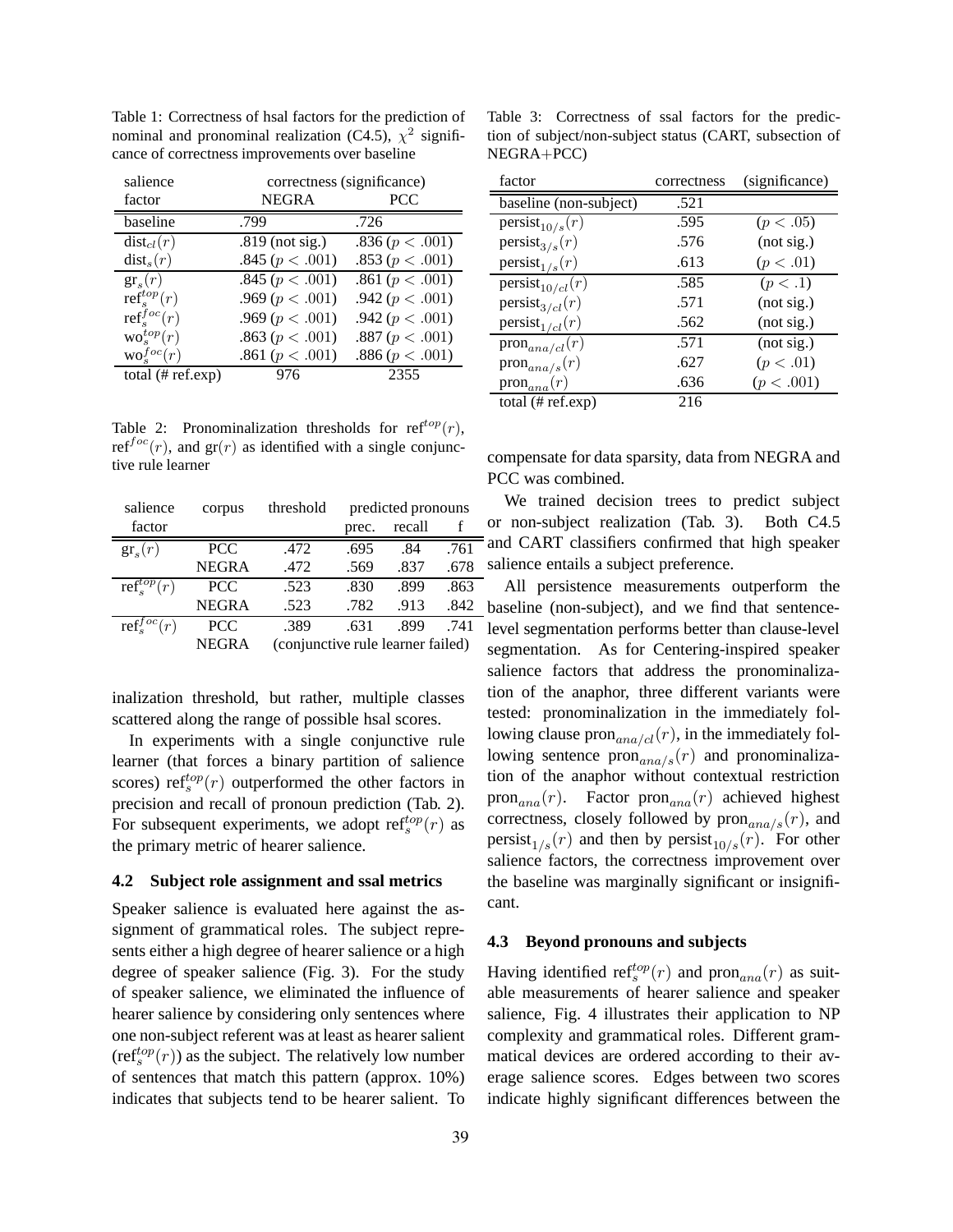Table 1: Correctness of hsal factors for the prediction of nominal and pronominal realization (C4.5), $\chi^2$ significance of correctness improvements over baseline

| salience factor | correctness (significance) NEGRA | PCC |
|---|---|---|
| baseline | .799 | .726 |
| $\text{dist}_{cl}(r)$ | .819 (not sig.) | .836 ($p < .001$) |
| $\text{dist}_s(r)$ | .845 ($p < .001$) | .853 ($p < .001$) |
| $\text{gr}_s(r)$ | .845 ($p < .001$) | .861 ($p < .001$) |
| $\text{ref}_s^{top}(r)$ | .969 ($p < .001$) | .942 ($p < .001$) |
| $\text{ref}_s^{foc}(r)$ | .969 ($p < .001$) | .942 ($p < .001$) |
| $\text{wo}_s^{top}(r)$ | .863 ($p < .001$) | .887 ($p < .001$) |
| $\text{wo}_s^{foc}(r)$ | .861 ($p < .001$) | .886 ($p < .001$) |
| total (# ref.exp) | 976 | 2355 |

Table 2: Pronominalization thresholds for $\text{ref}^{top}(r)$, $\text{ref}^{foc}(r)$, and $\text{gr}(r)$ as identified with a single conjunctive rule learner

| salience factor | corpus | threshold | predicted pronouns prec. | recall | f |
|---|---|---|---|---|---|
| $\text{gr}_s(r)$ | PCC | .472 | .695 | .84 | .761 |
| | NEGRA | .472 | .569 | .837 | .678 |
| $\text{ref}_s^{top}(r)$ | PCC | .523 | .830 | .899 | .863 |
| | NEGRA | .523 | .782 | .913 | .842 |
| $\text{ref}_s^{foc}(r)$ | PCC | .389 | .631 | .899 | .741 |
| | NEGRA | (conjunctive rule learner failed) | | | |

inalization threshold, but rather, multiple classes scattered along the range of possible hsal scores.

In experiments with a single conjunctive rule learner (that forces a binary partition of salience scores) $\text{ref}_s^{top}(r)$ outperformed the other factors in precision and recall of pronoun prediction (Tab. 2). For subsequent experiments, we adopt $\text{ref}_s^{top}(r)$ as the primary metric of hearer salience.

### 4.2 Subject role assignment and ssal metrics

Speaker salience is evaluated here against the assignment of grammatical roles. The subject represents either a high degree of hearer salience or a high degree of speaker salience (Fig. 3). For the study of speaker salience, we eliminated the influence of hearer salience by considering only sentences where one non-subject referent was at least as hearer salient ($\text{ref}_s^{top}(r)$) as the subject. The relatively low number of sentences that match this pattern (approx. 10%) indicates that subjects tend to be hearer salient. To compensate for data sparsity, data from NEGRA and PCC was combined.

Table 3: Correctness of ssal factors for the prediction of subject/non-subject status (CART, subsection of NEGRA+PCC)

| factor | correctness | (significance) |
|---|---|---|
| baseline (non-subject) | .521 | |
| $\text{persist}_{10/s}(r)$ | .595 | ($p < .05$) |
| $\text{persist}_{3/s}(r)$ | .576 | (not sig.) |
| $\text{persist}_{1/s}(r)$ | .613 | ($p < .01$) |
| $\text{persist}_{10/cl}(r)$ | .585 | ($p < .1$) |
| $\text{persist}_{3/cl}(r)$ | .571 | (not sig.) |
| $\text{persist}_{1/cl}(r)$ | .562 | (not sig.) |
| $\text{pron}_{ana/cl}(r)$ | .571 | (not sig.) |
| $\text{pron}_{ana/s}(r)$ | .627 | ($p < .01$) |
| $\text{pron}_{ana}(r)$ | .636 | ($p < .001$) |
| total (# ref.exp) | 216 | |

We trained decision trees to predict subject or non-subject realization (Tab. 3). Both C4.5 and CART classifiers confirmed that high speaker salience entails a subject preference.

All persistence measurements outperform the baseline (non-subject), and we find that sentence-level segmentation performs better than clause-level segmentation. As for Centering-inspired speaker salience factors that address the pronominalization of the anaphor, three different variants were tested: pronominalization in the immediately following clause $\text{pron}_{ana/cl}(r)$, in the immediately following sentence $\text{pron}_{ana/s}(r)$ and pronominalization of the anaphor without contextual restriction $\text{pron}_{ana}(r)$. Factor $\text{pron}_{ana}(r)$ achieved highest correctness, closely followed by $\text{pron}_{ana/s}(r)$, and $\text{persist}_{1/s}(r)$ and then by $\text{persist}_{10/s}(r)$. For other salience factors, the correctness improvement over the baseline was marginally significant or insignificant.

### 4.3 Beyond pronouns and subjects

Having identified $\text{ref}_s^{top}(r)$ and $\text{pron}_{ana}(r)$ as suitable measurements of hearer salience and speaker salience, Fig. 4 illustrates their application to NP complexity and grammatical roles. Different grammatical devices are ordered according to their average salience scores. Edges between two scores indicate highly significant differences between the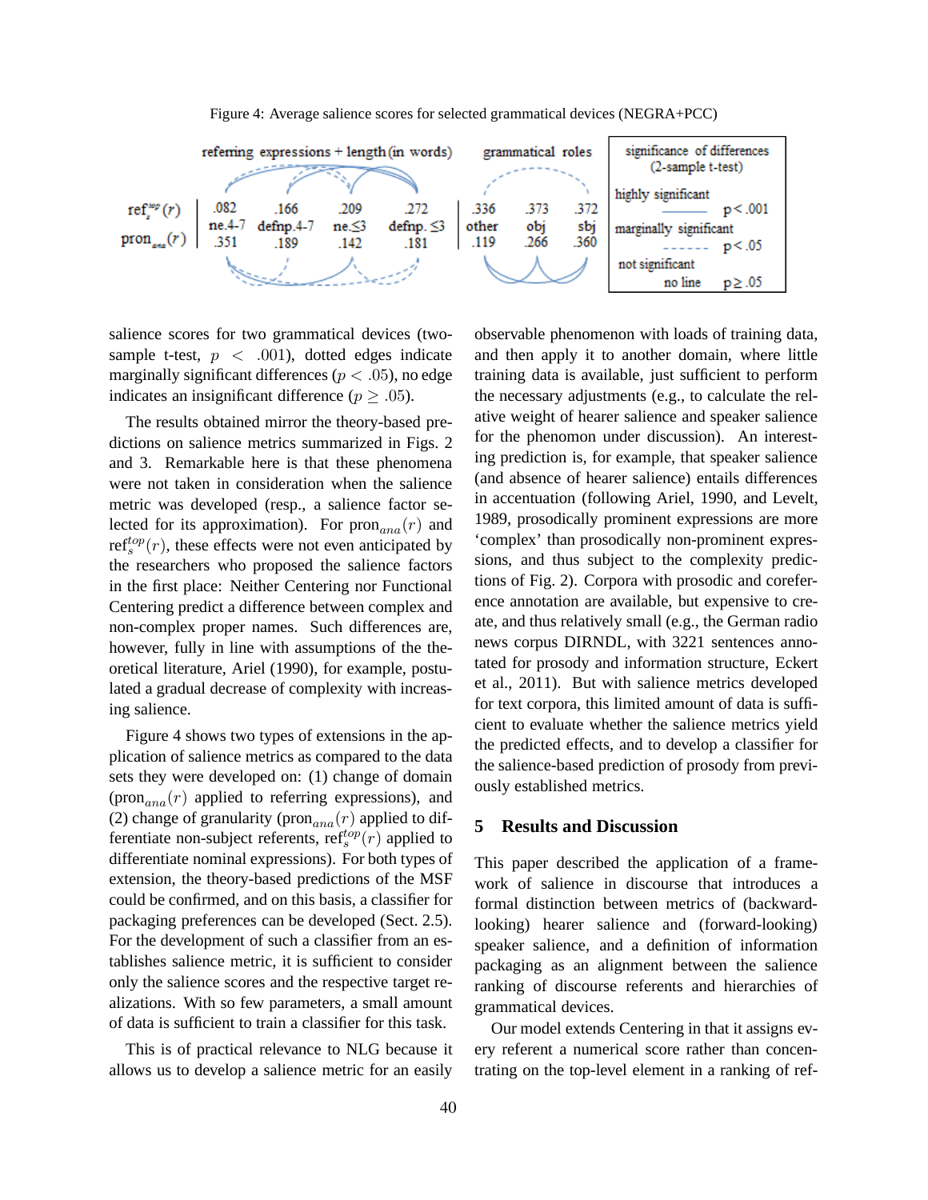Figure 4: Average salience scores for selected grammatical devices (NEGRA+PCC)

| | referring expressions + length (in words) | | | | grammatical roles | | |
|---|---|---|---|---|---|---|---|
| $\text{ref}_s^{top}(r)$ | .082 | .166 | .209 | .272 | .336 | .373 | .372 |
| | ne.4-7 | defnp.4-7 | ne.≤3 | defnp. ≤3 | other | obj | sbj |
| $\text{pron}_{ana}(r)$ | .351 | .189 | .142 | .181 | .119 | .266 | .360 |

significance of differences (2-sample t-test): highly significant (solid line) $p < .001$; marginally significant (dashed line) $p < .05$; not significant (no line) $p \geq .05$

salience scores for two grammatical devices (two-sample t-test, $p < .001$), dotted edges indicate marginally significant differences ($p < .05$), no edge indicates an insignificant difference ($p \geq .05$).

The results obtained mirror the theory-based predictions on salience metrics summarized in Figs. 2 and 3. Remarkable here is that these phenomena were not taken in consideration when the salience metric was developed (resp., a salience factor selected for its approximation). For $\text{pron}_{ana}(r)$ and $\text{ref}_s^{top}(r)$, these effects were not even anticipated by the researchers who proposed the salience factors in the first place: Neither Centering nor Functional Centering predict a difference between complex and non-complex proper names. Such differences are, however, fully in line with assumptions of the theoretical literature, Ariel (1990), for example, postulated a gradual decrease of complexity with increasing salience.

Figure 4 shows two types of extensions in the application of salience metrics as compared to the data sets they were developed on: (1) change of domain ($\text{pron}_{ana}(r)$ applied to referring expressions), and (2) change of granularity ($\text{pron}_{ana}(r)$ applied to differentiate non-subject referents, $\text{ref}_s^{top}(r)$ applied to differentiate nominal expressions). For both types of extension, the theory-based predictions of the MSF could be confirmed, and on this basis, a classifier for packaging preferences can be developed (Sect. 2.5). For the development of such a classifier from an establishes salience metric, it is sufficient to consider only the salience scores and the respective target realizations. With so few parameters, a small amount of data is sufficient to train a classifier for this task.

This is of practical relevance to NLG because it allows us to develop a salience metric for an easily observable phenomenon with loads of training data, and then apply it to another domain, where little training data is available, just sufficient to perform the necessary adjustments (e.g., to calculate the relative weight of hearer salience and speaker salience for the phenomon under discussion). An interesting prediction is, for example, that speaker salience (and absence of hearer salience) entails differences in accentuation (following Ariel, 1990, and Levelt, 1989, prosodically prominent expressions are more 'complex' than prosodically non-prominent expressions, and thus subject to the complexity predictions of Fig. 2). Corpora with prosodic and coreference annotation are available, but expensive to create, and thus relatively small (e.g., the German radio news corpus DIRNDL, with 3221 sentences annotated for prosody and information structure, Eckert et al., 2011). But with salience metrics developed for text corpora, this limited amount of data is sufficient to evaluate whether the salience metrics yield the predicted effects, and to develop a classifier for the salience-based prediction of prosody from previously established metrics.

## 5 Results and Discussion

This paper described the application of a framework of salience in discourse that introduces a formal distinction between metrics of (backward-looking) hearer salience and (forward-looking) speaker salience, and a definition of information packaging as an alignment between the salience ranking of discourse referents and hierarchies of grammatical devices.

Our model extends Centering in that it assigns every referent a numerical score rather than concentrating on the top-level element in a ranking of ref-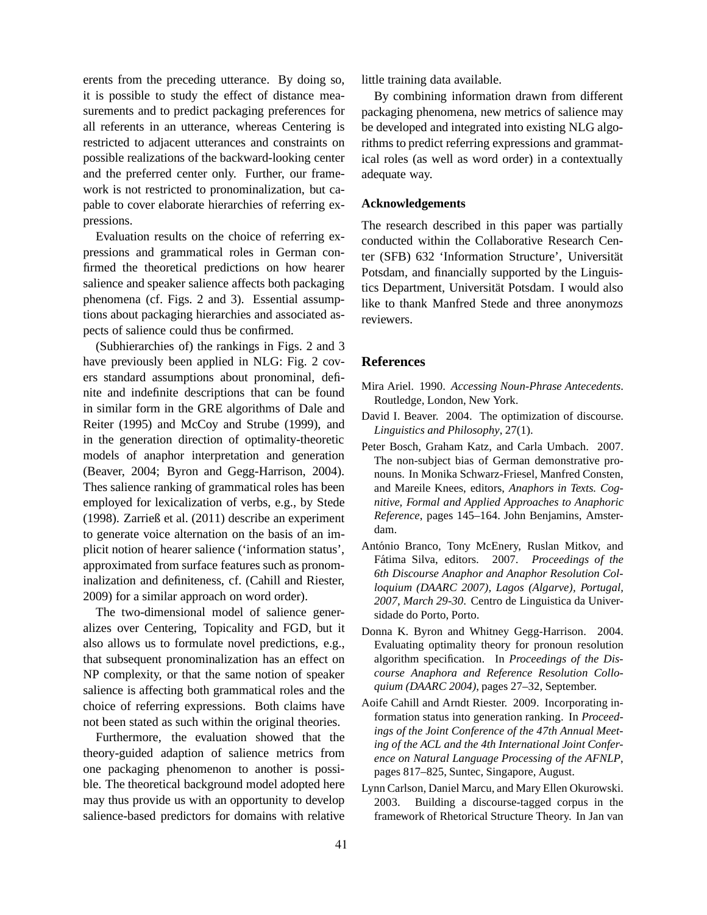erents from the preceding utterance. By doing so, it is possible to study the effect of distance measurements and to predict packaging preferences for all referents in an utterance, whereas Centering is restricted to adjacent utterances and constraints on possible realizations of the backward-looking center and the preferred center only. Further, our framework is not restricted to pronominalization, but capable to cover elaborate hierarchies of referring expressions.

Evaluation results on the choice of referring expressions and grammatical roles in German confirmed the theoretical predictions on how hearer salience and speaker salience affects both packaging phenomena (cf. Figs. 2 and 3). Essential assumptions about packaging hierarchies and associated aspects of salience could thus be confirmed.

(Subhierarchies of) the rankings in Figs. 2 and 3 have previously been applied in NLG: Fig. 2 covers standard assumptions about pronominal, definite and indefinite descriptions that can be found in similar form in the GRE algorithms of Dale and Reiter (1995) and McCoy and Strube (1999), and in the generation direction of optimality-theoretic models of anaphor interpretation and generation (Beaver, 2004; Byron and Gegg-Harrison, 2004). Thes salience ranking of grammatical roles has been employed for lexicalization of verbs, e.g., by Stede (1998). Zarrieß et al. (2011) describe an experiment to generate voice alternation on the basis of an implicit notion of hearer salience ('information status', approximated from surface features such as pronominalization and definiteness, cf. (Cahill and Riester, 2009) for a similar approach on word order).

The two-dimensional model of salience generalizes over Centering, Topicality and FGD, but it also allows us to formulate novel predictions, e.g., that subsequent pronominalization has an effect on NP complexity, or that the same notion of speaker salience is affecting both grammatical roles and the choice of referring expressions. Both claims have not been stated as such within the original theories.

Furthermore, the evaluation showed that the theory-guided adaption of salience metrics from one packaging phenomenon to another is possible. The theoretical background model adopted here may thus provide us with an opportunity to develop salience-based predictors for domains with relative little training data available.

By combining information drawn from different packaging phenomena, new metrics of salience may be developed and integrated into existing NLG algorithms to predict referring expressions and grammatical roles (as well as word order) in a contextually adequate way.

### Acknowledgements

The research described in this paper was partially conducted within the Collaborative Research Center (SFB) 632 'Information Structure', Universität Potsdam, and financially supported by the Linguistics Department, Universität Potsdam. I would also like to thank Manfred Stede and three anonymozs reviewers.

## References

Mira Ariel. 1990. *Accessing Noun-Phrase Antecedents*. Routledge, London, New York.

David I. Beaver. 2004. The optimization of discourse. *Linguistics and Philosophy*, 27(1).

Peter Bosch, Graham Katz, and Carla Umbach. 2007. The non-subject bias of German demonstrative pronouns. In Monika Schwarz-Friesel, Manfred Consten, and Mareile Knees, editors, *Anaphors in Texts. Cognitive, Formal and Applied Approaches to Anaphoric Reference*, pages 145–164. John Benjamins, Amsterdam.

António Branco, Tony McEnery, Ruslan Mitkov, and Fátima Silva, editors. 2007. *Proceedings of the 6th Discourse Anaphor and Anaphor Resolution Colloquium (DAARC 2007), Lagos (Algarve), Portugal, 2007, March 29-30*. Centro de Linguistica da Universidade do Porto, Porto.

Donna K. Byron and Whitney Gegg-Harrison. 2004. Evaluating optimality theory for pronoun resolution algorithm specification. In *Proceedings of the Discourse Anaphora and Reference Resolution Colloquium (DAARC 2004)*, pages 27–32, September.

Aoife Cahill and Arndt Riester. 2009. Incorporating information status into generation ranking. In *Proceedings of the Joint Conference of the 47th Annual Meeting of the ACL and the 4th International Joint Conference on Natural Language Processing of the AFNLP*, pages 817–825, Suntec, Singapore, August.

Lynn Carlson, Daniel Marcu, and Mary Ellen Okurowski. 2003. Building a discourse-tagged corpus in the framework of Rhetorical Structure Theory. In Jan van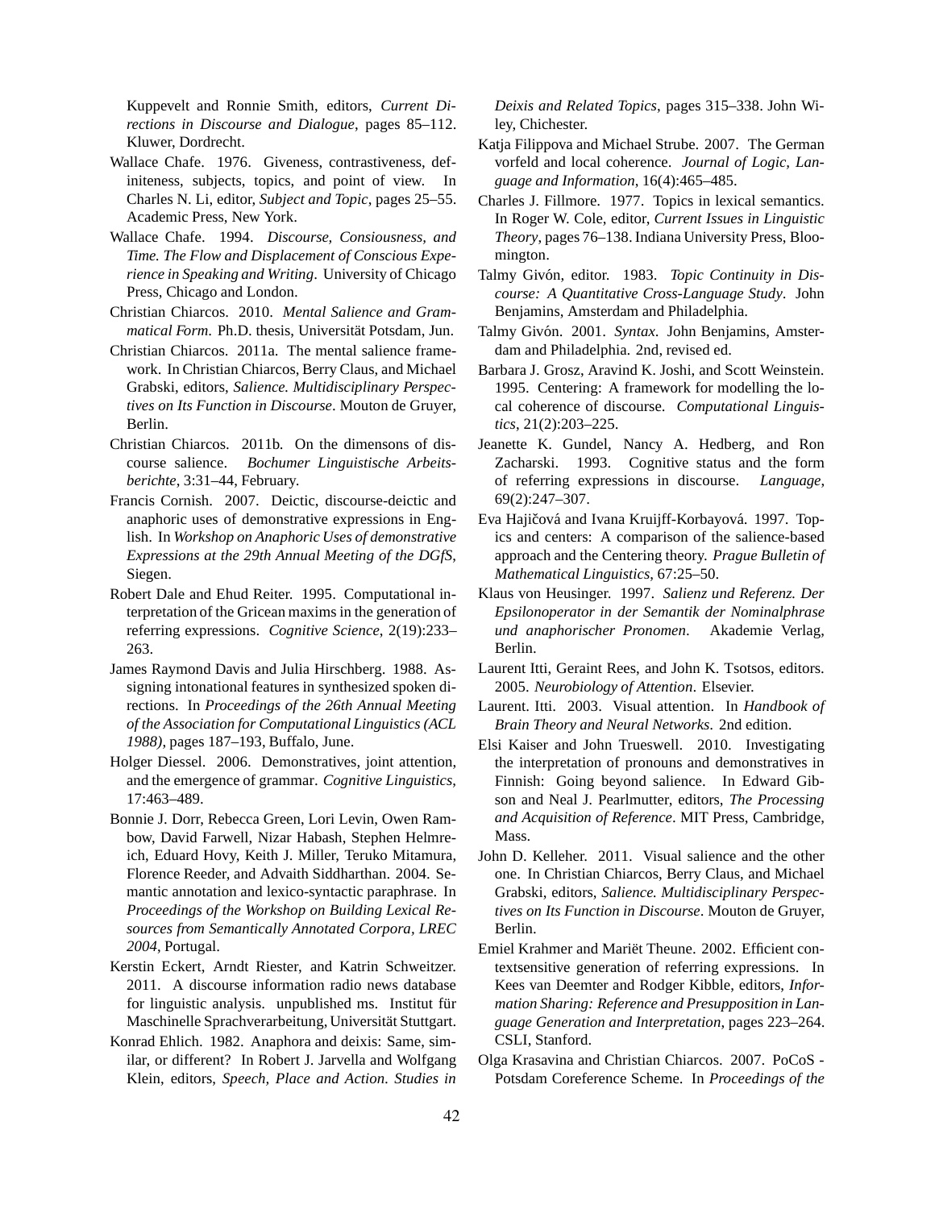Kuppevelt and Ronnie Smith, editors, *Current Directions in Discourse and Dialogue*, pages 85–112. Kluwer, Dordrecht.

Wallace Chafe. 1976. Giveness, contrastiveness, definiteness, subjects, topics, and point of view. In Charles N. Li, editor, *Subject and Topic*, pages 25–55. Academic Press, New York.

Wallace Chafe. 1994. *Discourse, Consiousness, and Time. The Flow and Displacement of Conscious Experience in Speaking and Writing*. University of Chicago Press, Chicago and London.

Christian Chiarcos. 2010. *Mental Salience and Grammatical Form*. Ph.D. thesis, Universität Potsdam, Jun.

Christian Chiarcos. 2011a. The mental salience framework. In Christian Chiarcos, Berry Claus, and Michael Grabski, editors, *Salience. Multidisciplinary Perspectives on Its Function in Discourse*. Mouton de Gruyer, Berlin.

Christian Chiarcos. 2011b. On the dimensons of discourse salience. *Bochumer Linguistische Arbeitsberichte*, 3:31–44, February.

Francis Cornish. 2007. Deictic, discourse-deictic and anaphoric uses of demonstrative expressions in English. In *Workshop on Anaphoric Uses of demonstrative Expressions at the 29th Annual Meeting of the DGfS*, Siegen.

Robert Dale and Ehud Reiter. 1995. Computational interpretation of the Gricean maxims in the generation of referring expressions. *Cognitive Science*, 2(19):233–263.

James Raymond Davis and Julia Hirschberg. 1988. Assigning intonational features in synthesized spoken directions. In *Proceedings of the 26th Annual Meeting of the Association for Computational Linguistics (ACL 1988)*, pages 187–193, Buffalo, June.

Holger Diessel. 2006. Demonstratives, joint attention, and the emergence of grammar. *Cognitive Linguistics*, 17:463–489.

Bonnie J. Dorr, Rebecca Green, Lori Levin, Owen Rambow, David Farwell, Nizar Habash, Stephen Helmreich, Eduard Hovy, Keith J. Miller, Teruko Mitamura, Florence Reeder, and Advaith Siddharthan. 2004. Semantic annotation and lexico-syntactic paraphrase. In *Proceedings of the Workshop on Building Lexical Resources from Semantically Annotated Corpora, LREC 2004*, Portugal.

Kerstin Eckert, Arndt Riester, and Katrin Schweitzer. 2011. A discourse information radio news database for linguistic analysis. unpublished ms. Institut für Maschinelle Sprachverarbeitung, Universität Stuttgart.

Konrad Ehlich. 1982. Anaphora and deixis: Same, similar, or different? In Robert J. Jarvella and Wolfgang Klein, editors, *Speech, Place and Action. Studies in Deixis and Related Topics*, pages 315–338. John Wiley, Chichester.

Katja Filippova and Michael Strube. 2007. The German vorfeld and local coherence. *Journal of Logic, Language and Information*, 16(4):465–485.

Charles J. Fillmore. 1977. Topics in lexical semantics. In Roger W. Cole, editor, *Current Issues in Linguistic Theory*, pages 76–138. Indiana University Press, Bloomington.

Talmy Givón, editor. 1983. *Topic Continuity in Discourse: A Quantitative Cross-Language Study*. John Benjamins, Amsterdam and Philadelphia.

Talmy Givón. 2001. *Syntax*. John Benjamins, Amsterdam and Philadelphia. 2nd, revised ed.

Barbara J. Grosz, Aravind K. Joshi, and Scott Weinstein. 1995. Centering: A framework for modelling the local coherence of discourse. *Computational Linguistics*, 21(2):203–225.

Jeanette K. Gundel, Nancy A. Hedberg, and Ron Zacharski. 1993. Cognitive status and the form of referring expressions in discourse. *Language*, 69(2):247–307.

Eva Hajičová and Ivana Kruijff-Korbayová. 1997. Topics and centers: A comparison of the salience-based approach and the Centering theory. *Prague Bulletin of Mathematical Linguistics*, 67:25–50.

Klaus von Heusinger. 1997. *Salienz und Referenz. Der Epsilonoperator in der Semantik der Nominalphrase und anaphorischer Pronomen*. Akademie Verlag, Berlin.

Laurent Itti, Geraint Rees, and John K. Tsotsos, editors. 2005. *Neurobiology of Attention*. Elsevier.

Laurent. Itti. 2003. Visual attention. In *Handbook of Brain Theory and Neural Networks*. 2nd edition.

Elsi Kaiser and John Trueswell. 2010. Investigating the interpretation of pronouns and demonstratives in Finnish: Going beyond salience. In Edward Gibson and Neal J. Pearlmutter, editors, *The Processing and Acquisition of Reference*. MIT Press, Cambridge, Mass.

John D. Kelleher. 2011. Visual salience and the other one. In Christian Chiarcos, Berry Claus, and Michael Grabski, editors, *Salience. Multidisciplinary Perspectives on Its Function in Discourse*. Mouton de Gruyer, Berlin.

Emiel Krahmer and Mariët Theune. 2002. Efficient contextsensitive generation of referring expressions. In Kees van Deemter and Rodger Kibble, editors, *Information Sharing: Reference and Presupposition in Language Generation and Interpretation*, pages 223–264. CSLI, Stanford.

Olga Krasavina and Christian Chiarcos. 2007. PoCoS - Potsdam Coreference Scheme. In *Proceedings of the*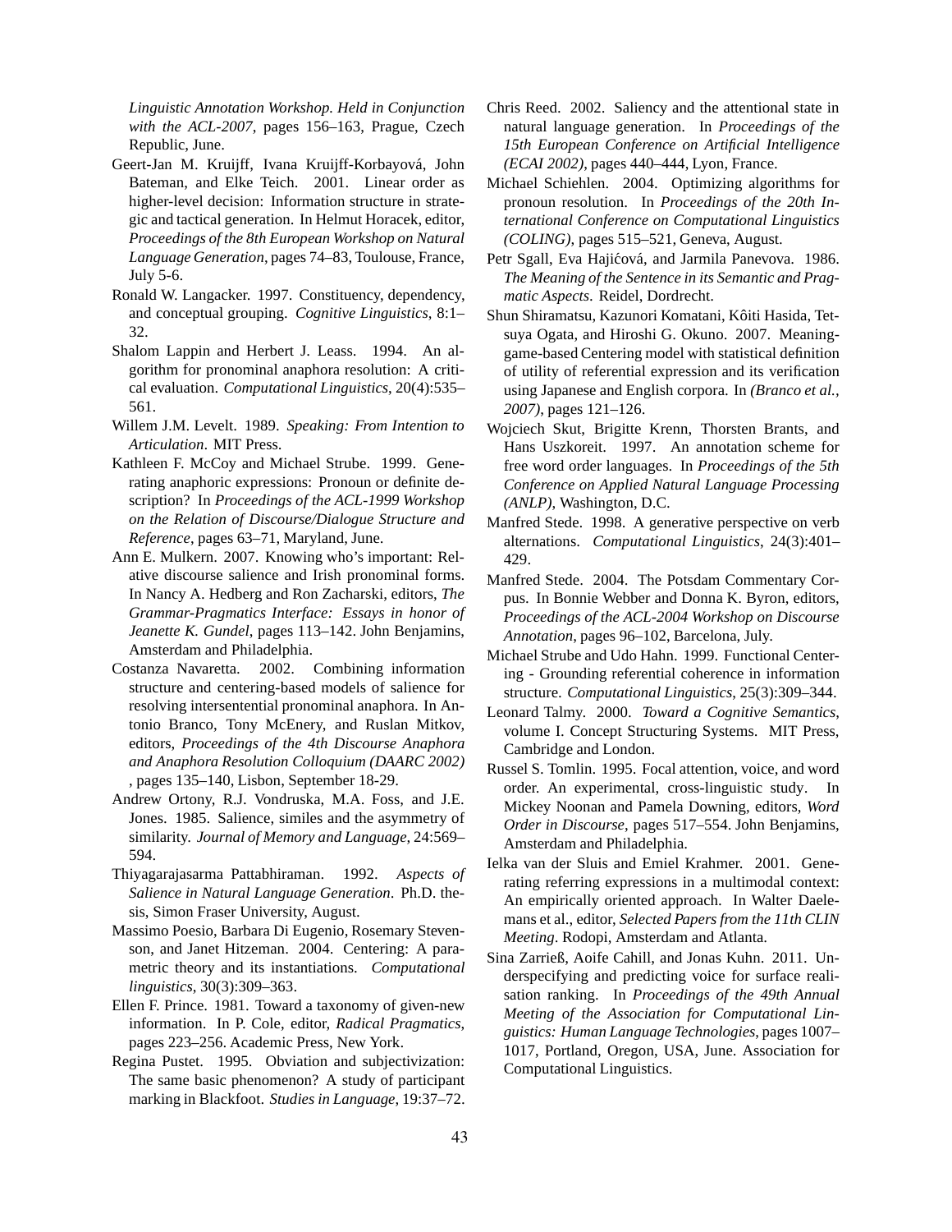*Linguistic Annotation Workshop. Held in Conjunction with the ACL-2007*, pages 156–163, Prague, Czech Republic, June.

Geert-Jan M. Kruijff, Ivana Kruijff-Korbayová, John Bateman, and Elke Teich. 2001. Linear order as higher-level decision: Information structure in strategic and tactical generation. In Helmut Horacek, editor, *Proceedings of the 8th European Workshop on Natural Language Generation*, pages 74–83, Toulouse, France, July 5-6.

Ronald W. Langacker. 1997. Constituency, dependency, and conceptual grouping. *Cognitive Linguistics*, 8:1–32.

Shalom Lappin and Herbert J. Leass. 1994. An algorithm for pronominal anaphora resolution: A critical evaluation. *Computational Linguistics*, 20(4):535–561.

Willem J.M. Levelt. 1989. *Speaking: From Intention to Articulation*. MIT Press.

Kathleen F. McCoy and Michael Strube. 1999. Generating anaphoric expressions: Pronoun or definite description? In *Proceedings of the ACL-1999 Workshop on the Relation of Discourse/Dialogue Structure and Reference*, pages 63–71, Maryland, June.

Ann E. Mulkern. 2007. Knowing who's important: Relative discourse salience and Irish pronominal forms. In Nancy A. Hedberg and Ron Zacharski, editors, *The Grammar-Pragmatics Interface: Essays in honor of Jeanette K. Gundel*, pages 113–142. John Benjamins, Amsterdam and Philadelphia.

Costanza Navaretta. 2002. Combining information structure and centering-based models of salience for resolving intersentential pronominal anaphora. In Antonio Branco, Tony McEnery, and Ruslan Mitkov, editors, *Proceedings of the 4th Discourse Anaphora and Anaphora Resolution Colloquium (DAARC 2002)* , pages 135–140, Lisbon, September 18-29.

Andrew Ortony, R.J. Vondruska, M.A. Foss, and J.E. Jones. 1985. Salience, similes and the asymmetry of similarity. *Journal of Memory and Language*, 24:569–594.

Thiyagarajasarma Pattabhiraman. 1992. *Aspects of Salience in Natural Language Generation*. Ph.D. thesis, Simon Fraser University, August.

Massimo Poesio, Barbara Di Eugenio, Rosemary Stevenson, and Janet Hitzeman. 2004. Centering: A parametric theory and its instantiations. *Computational linguistics*, 30(3):309–363.

Ellen F. Prince. 1981. Toward a taxonomy of given-new information. In P. Cole, editor, *Radical Pragmatics*, pages 223–256. Academic Press, New York.

Regina Pustet. 1995. Obviation and subjectivization: The same basic phenomenon? A study of participant marking in Blackfoot. *Studies in Language*, 19:37–72.

Chris Reed. 2002. Saliency and the attentional state in natural language generation. In *Proceedings of the 15th European Conference on Artificial Intelligence (ECAI 2002)*, pages 440–444, Lyon, France.

Michael Schiehlen. 2004. Optimizing algorithms for pronoun resolution. In *Proceedings of the 20th International Conference on Computational Linguistics (COLING)*, pages 515–521, Geneva, August.

Petr Sgall, Eva Hajićová, and Jarmila Panevova. 1986. *The Meaning of the Sentence in its Semantic and Pragmatic Aspects*. Reidel, Dordrecht.

Shun Shiramatsu, Kazunori Komatani, Kôiti Hasida, Tetsuya Ogata, and Hiroshi G. Okuno. 2007. Meaning-game-based Centering model with statistical definition of utility of referential expression and its verification using Japanese and English corpora. In *(Branco et al., 2007)*, pages 121–126.

Wojciech Skut, Brigitte Krenn, Thorsten Brants, and Hans Uszkoreit. 1997. An annotation scheme for free word order languages. In *Proceedings of the 5th Conference on Applied Natural Language Processing (ANLP)*, Washington, D.C.

Manfred Stede. 1998. A generative perspective on verb alternations. *Computational Linguistics*, 24(3):401–429.

Manfred Stede. 2004. The Potsdam Commentary Corpus. In Bonnie Webber and Donna K. Byron, editors, *Proceedings of the ACL-2004 Workshop on Discourse Annotation*, pages 96–102, Barcelona, July.

Michael Strube and Udo Hahn. 1999. Functional Centering - Grounding referential coherence in information structure. *Computational Linguistics*, 25(3):309–344.

Leonard Talmy. 2000. *Toward a Cognitive Semantics*, volume I. Concept Structuring Systems. MIT Press, Cambridge and London.

Russel S. Tomlin. 1995. Focal attention, voice, and word order. An experimental, cross-linguistic study. In Mickey Noonan and Pamela Downing, editors, *Word Order in Discourse*, pages 517–554. John Benjamins, Amsterdam and Philadelphia.

Ielka van der Sluis and Emiel Krahmer. 2001. Generating referring expressions in a multimodal context: An empirically oriented approach. In Walter Daelemans et al., editor, *Selected Papers from the 11th CLIN Meeting*. Rodopi, Amsterdam and Atlanta.

Sina Zarrieß, Aoife Cahill, and Jonas Kuhn. 2011. Underspecifying and predicting voice for surface realisation ranking. In *Proceedings of the 49th Annual Meeting of the Association for Computational Linguistics: Human Language Technologies*, pages 1007–1017, Portland, Oregon, USA, June. Association for Computational Linguistics.